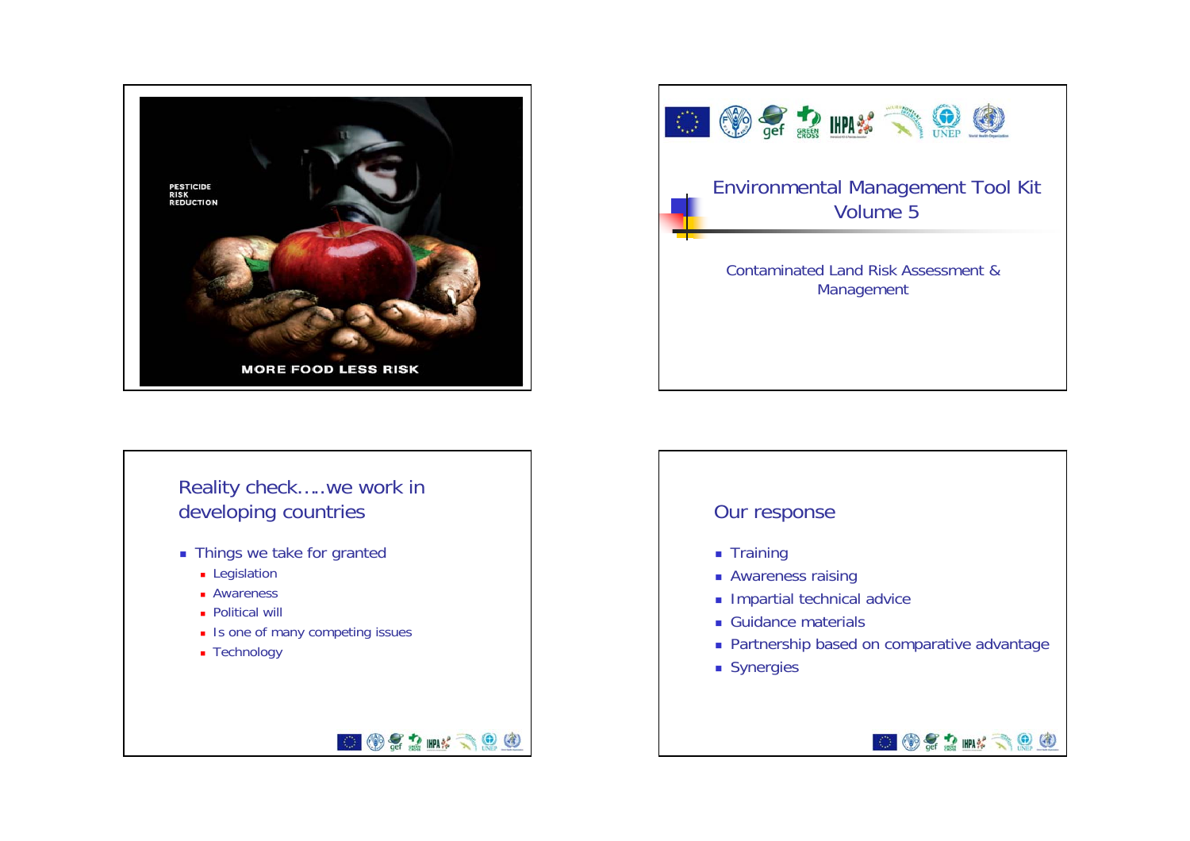PESTICIDE
RISK
REDUCTION

MORE FOOD LESS RISK

# Environmental Management Tool Kit Volume 5

Contaminated Land Risk Assessment & Management

## Reality check…..we work in developing countries

- Things we take for granted
  - Legislation
  - Awareness
  - Political will
  - Is one of many competing issues
  - Technology

## Our response

- Training
- Awareness raising
- Impartial technical advice
- Guidance materials
- Partnership based on comparative advantage
- Synergies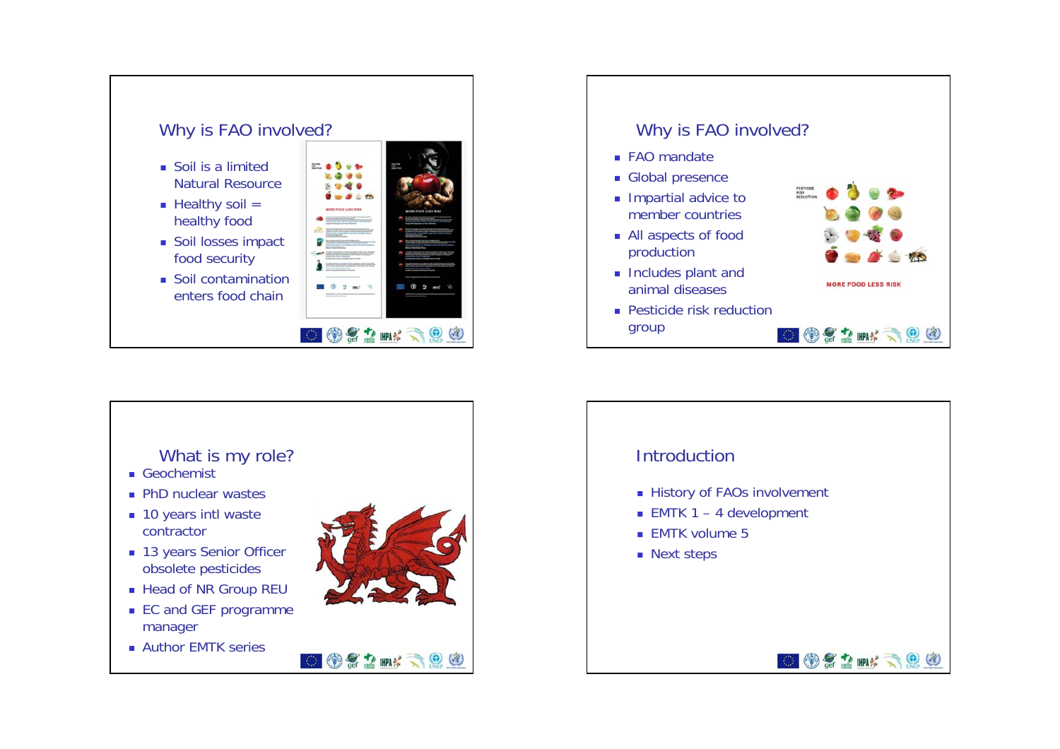## Why is FAO involved?

- Soil is a limited Natural Resource
- Healthy soil = healthy food
- Soil losses impact food security
- Soil contamination enters food chain

## Why is FAO involved?

- FAO mandate
- Global presence
- Impartial advice to member countries
- All aspects of food production
- Includes plant and animal diseases
- Pesticide risk reduction group

## What is my role?

- Geochemist
- PhD nuclear wastes
- 10 years intl waste contractor
- 13 years Senior Officer obsolete pesticides
- Head of NR Group REU
- EC and GEF programme manager
- Author EMTK series

## Introduction

- History of FAOs involvement
- EMTK 1 – 4 development
- EMTK volume 5
- Next steps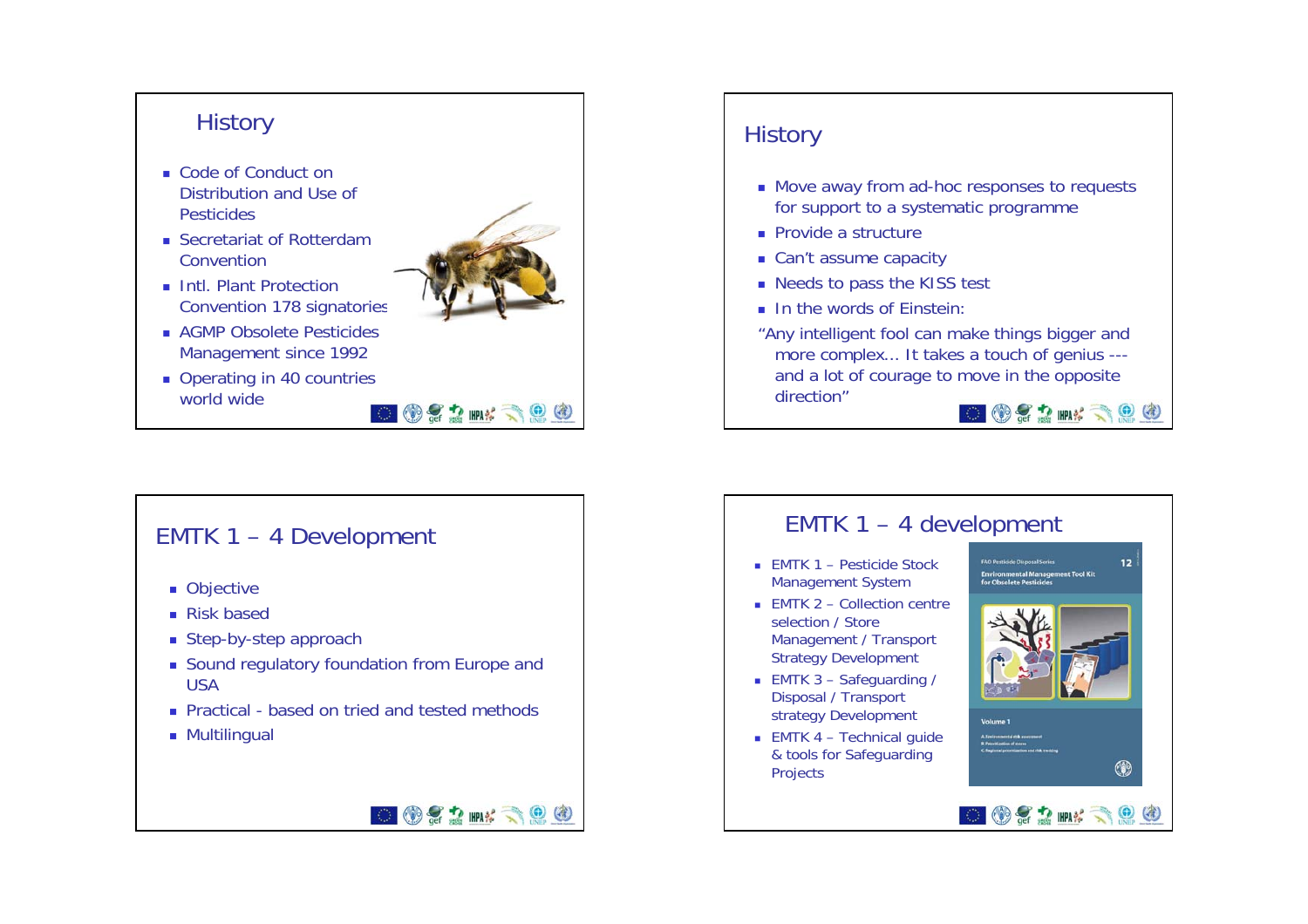## History

- Code of Conduct on Distribution and Use of Pesticides
- Secretariat of Rotterdam Convention
- Intl. Plant Protection Convention 178 signatories
- AGMP Obsolete Pesticides Management since 1992
- Operating in 40 countries world wide

## History

- Move away from ad-hoc responses to requests for support to a systematic programme
- Provide a structure
- Can't assume capacity
- Needs to pass the KISS test
- In the words of Einstein:

"Any intelligent fool can make things bigger and more complex... It takes a touch of genius --- and a lot of courage to move in the opposite direction"

## EMTK 1 – 4 Development

- Objective
- Risk based
- Step-by-step approach
- Sound regulatory foundation from Europe and USA
- Practical - based on tried and tested methods
- Multilingual

## EMTK 1 – 4 development

- EMTK 1 – Pesticide Stock Management System
- EMTK 2 – Collection centre selection / Store Management / Transport Strategy Development
- EMTK 3 – Safeguarding / Disposal / Transport strategy Development
- EMTK 4 – Technical guide & tools for Safeguarding Projects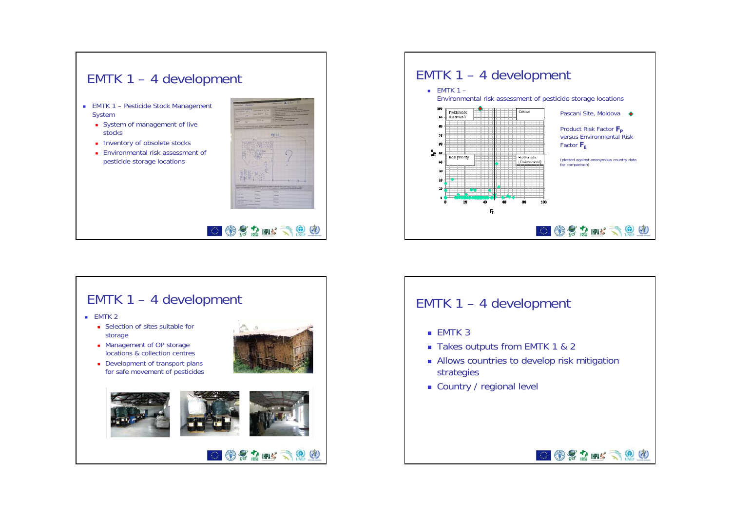# EMTK 1 – 4 development

- EMTK 1 – Pesticide Stock Management System
  - System of management of live stocks
  - Inventory of obsolete stocks
  - Environmental risk assessment of pesticide storage locations

# EMTK 1 – 4 development

- EMTK 1 – Environmental risk assessment of pesticide storage locations

Pascani Site, Moldova

Product Risk Factor $\mathbf{F_P}$ versus Environmental Risk Factor $\mathbf{F_E}$

(plotted against anonymous country data for comparison)

# EMTK 1 – 4 development

- EMTK 2
  - Selection of sites suitable for storage
  - Management of OP storage locations & collection centres
  - Development of transport plans for safe movement of pesticides

# EMTK 1 – 4 development

- EMTK 3
- Takes outputs from EMTK 1 & 2
- Allows countries to develop risk mitigation strategies
- Country / regional level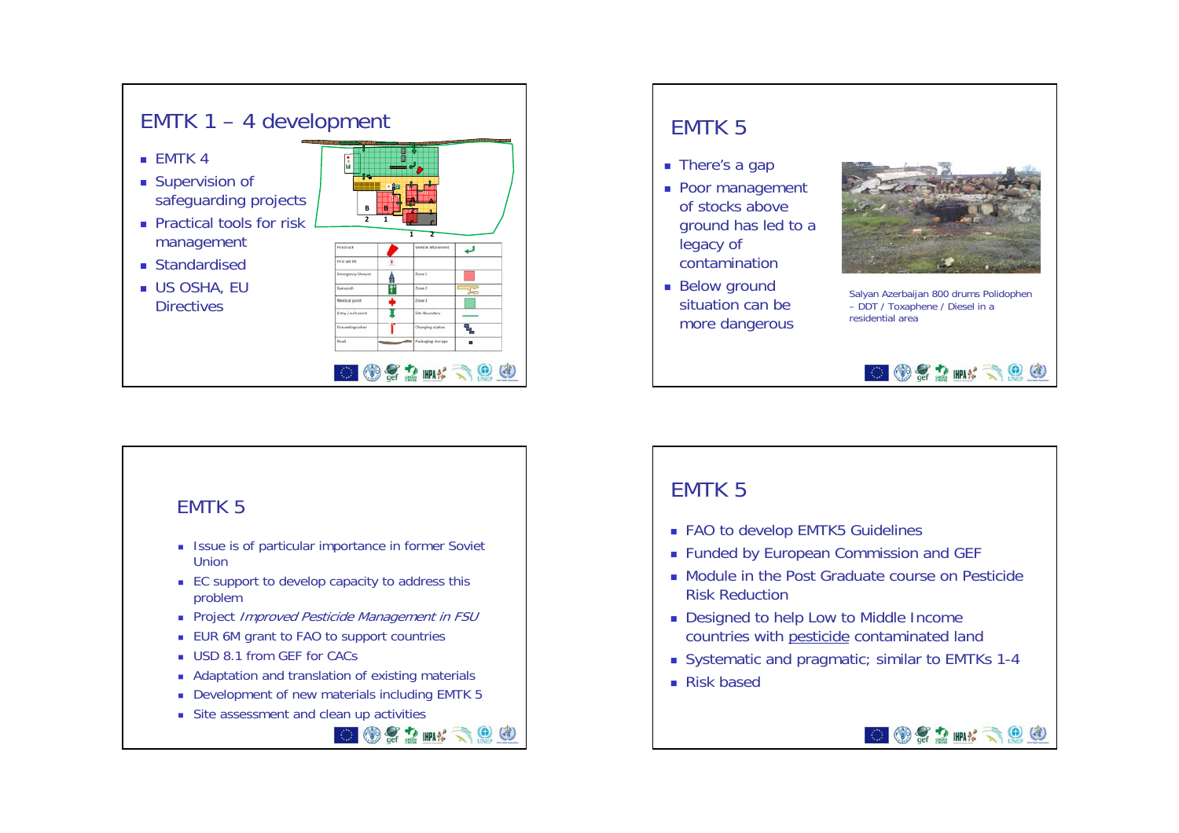## EMTK 1 – 4 development

- EMTK 4
- Supervision of safeguarding projects
- Practical tools for risk management
- Standardised
- US OSHA, EU Directives

## EMTK 5

- There's a gap
- Poor management of stocks above ground has led to a legacy of contamination
- Below ground situation can be more dangerous

Salyan Azerbaijan 800 drums Polidophen – DDT / Toxaphene / Diesel in a residential area

## EMTK 5

- Issue is of particular importance in former Soviet Union
- EC support to develop capacity to address this problem
- Project *Improved Pesticide Management in FSU*
- EUR 6M grant to FAO to support countries
- USD 8.1 from GEF for CACs
- Adaptation and translation of existing materials
- Development of new materials including EMTK 5
- Site assessment and clean up activities

## EMTK 5

- FAO to develop EMTK5 Guidelines
- Funded by European Commission and GEF
- Module in the Post Graduate course on Pesticide Risk Reduction
- Designed to help Low to Middle Income countries with pesticide contaminated land
- Systematic and pragmatic; similar to EMTKs 1-4
- Risk based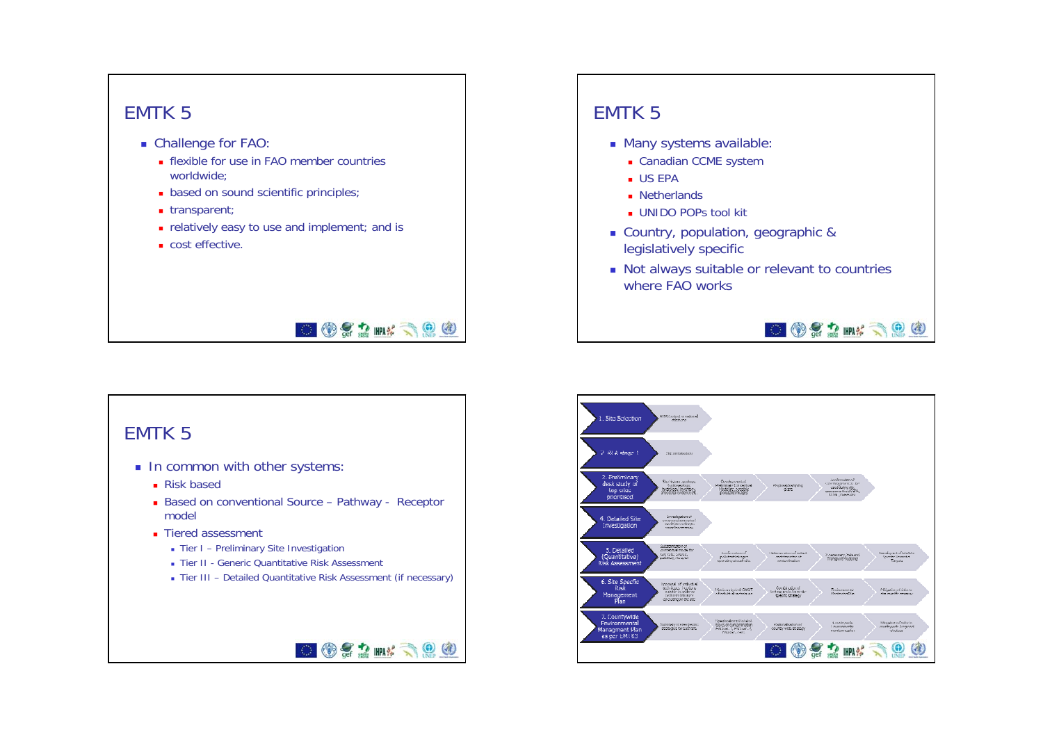# EMTK 5

- Challenge for FAO:
  - flexible for use in FAO member countries worldwide;
  - based on sound scientific principles;
  - transparent;
  - relatively easy to use and implement; and is
  - cost effective.

# EMTK 5

- Many systems available:
  - Canadian CCME system
  - US EPA
  - Netherlands
  - UNIDO POPs tool kit
- Country, population, geographic & legislatively specific
- Not always suitable or relevant to countries where FAO works

# EMTK 5

- In common with other systems:
  - Risk based
  - Based on conventional Source – Pathway - Receptor model
  - Tiered assessment
    - Tier I – Preliminary Site Investigation
    - Tier II - Generic Quantitative Risk Assessment
    - Tier III – Detailed Quantitative Risk Assessment (if necessary)

1. Site Selection
2. RIA stage 1
3. Preliminary desk study of top sites prioritised
4. Detailed Site Investigation
5. Detailed (Quantitative) Risk Assessment
6. Site Specific Risk Management Plan
7. Countrywide Environmental Management Plan as per EMTK3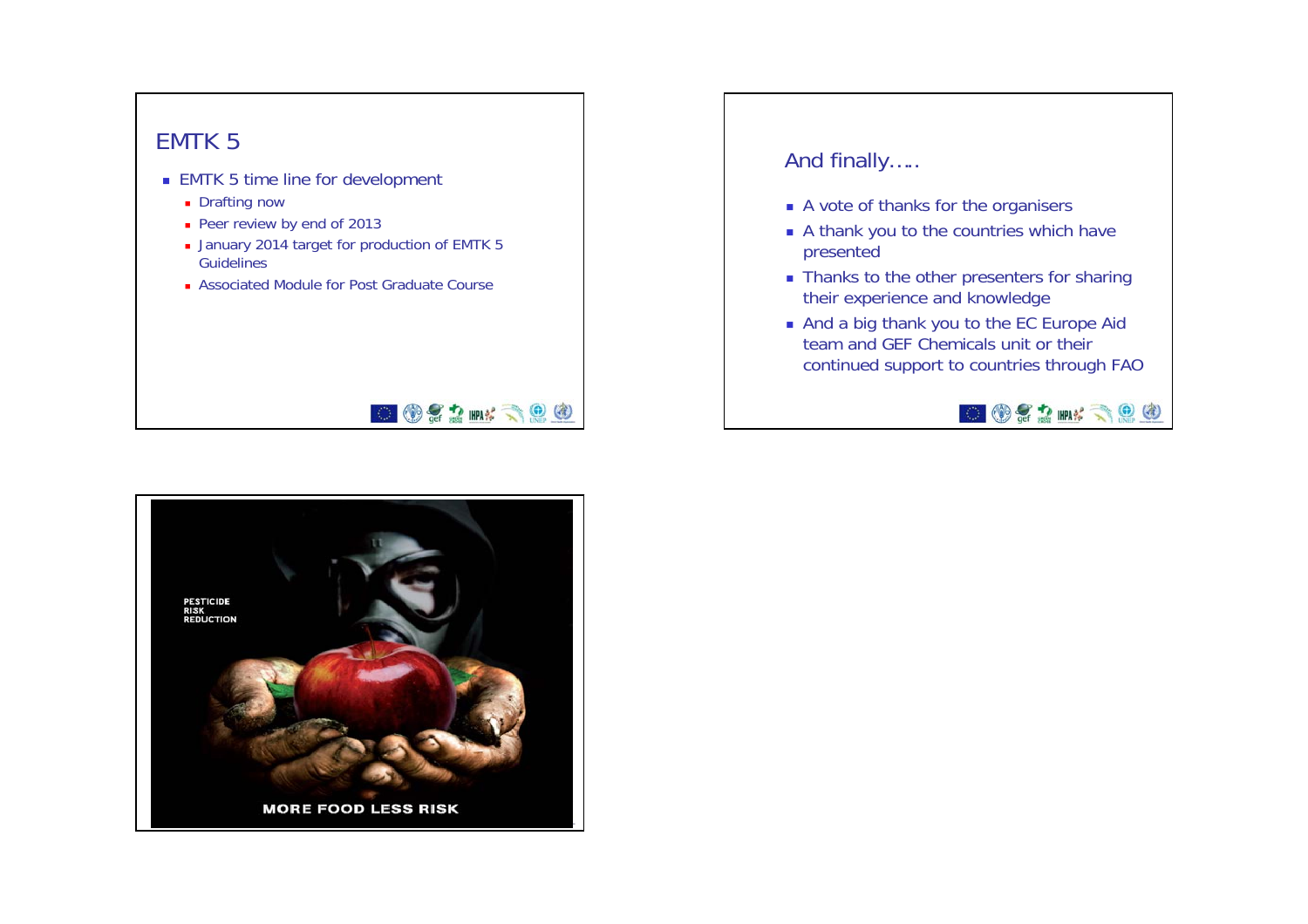## EMTK 5

- EMTK 5 time line for development
  - Drafting now
  - Peer review by end of 2013
  - January 2014 target for production of EMTK 5 Guidelines
  - Associated Module for Post Graduate Course

## And finally…..

- A vote of thanks for the organisers
- A thank you to the countries which have presented
- Thanks to the other presenters for sharing their experience and knowledge
- And a big thank you to the EC Europe Aid team and GEF Chemicals unit or their continued support to countries through FAO

PESTICIDE
RISK
REDUCTION

MORE FOOD LESS RISK